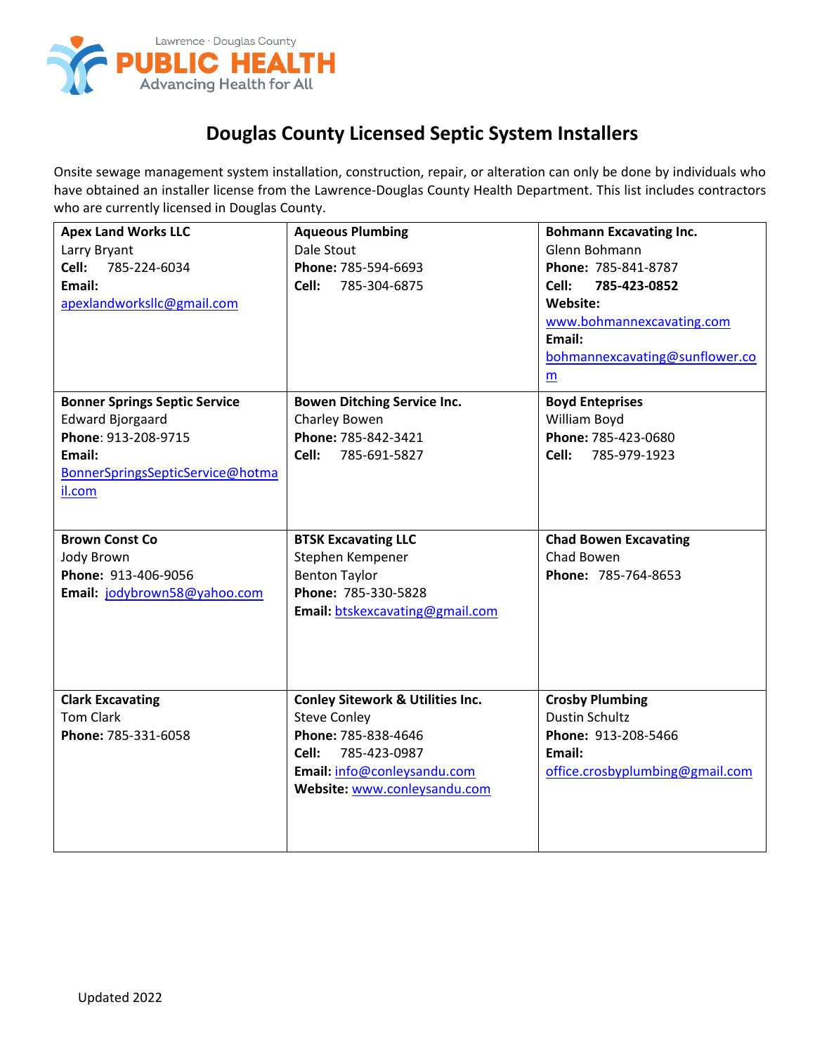Lawrence · Douglas County
**PUBLIC HEALTH**
Advancing Health for All

# Douglas County Licensed Septic System Installers

Onsite sewage management system installation, construction, repair, or alteration can only be done by individuals who have obtained an installer license from the Lawrence-Douglas County Health Department. This list includes contractors who are currently licensed in Douglas County.

| | | |
|---|---|---|
| **Apex Land Works LLC**<br>Larry Bryant<br>**Cell:** 785-224-6034<br>**Email:**<br>apexlandworksllc@gmail.com | **Aqueous Plumbing**<br>Dale Stout<br>**Phone:** 785-594-6693<br>**Cell:** 785-304-6875 | **Bohmann Excavating Inc.**<br>Glenn Bohmann<br>**Phone:** 785-841-8787<br>**Cell:** **785-423-0852**<br>**Website:**<br>www.bohmannexcavating.com<br>**Email:**<br>bohmannexcavating@sunflower.com |
| **Bonner Springs Septic Service**<br>Edward Bjorgaard<br>**Phone**: 913-208-9715<br>**Email:**<br>BonnerSpringsSepticService@hotmail.com | **Bowen Ditching Service Inc.**<br>Charley Bowen<br>**Phone:** 785-842-3421<br>**Cell:** 785-691-5827 | **Boyd Enteprises**<br>William Boyd<br>**Phone:** 785-423-0680<br>**Cell:** 785-979-1923 |
| **Brown Const Co**<br>Jody Brown<br>**Phone:** 913-406-9056<br>**Email:** jodybrown58@yahoo.com | **BTSK Excavating LLC**<br>Stephen Kempener<br>Benton Taylor<br>**Phone:** 785-330-5828<br>**Email:** btskexcavating@gmail.com | **Chad Bowen Excavating**<br>Chad Bowen<br>**Phone:** 785-764-8653 |
| **Clark Excavating**<br>Tom Clark<br>**Phone:** 785-331-6058 | **Conley Sitework & Utilities Inc.**<br>Steve Conley<br>**Phone:** 785-838-4646<br>**Cell:** 785-423-0987<br>**Email:** info@conleysandu.com<br>**Website:** www.conleysandu.com | **Crosby Plumbing**<br>Dustin Schultz<br>**Phone:** 913-208-5466<br>**Email:**<br>office.crosbyplumbing@gmail.com |

Updated 2022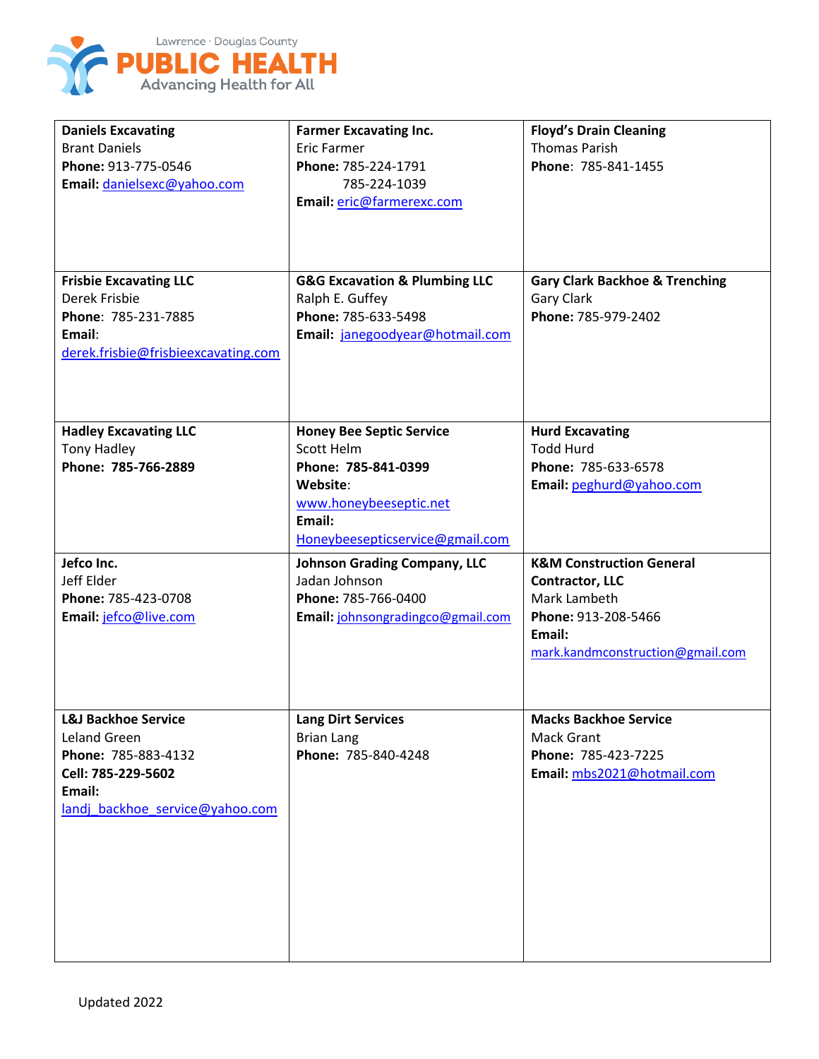Lawrence · Douglas County
**PUBLIC HEALTH**
Advancing Health for All

| | | |
|---|---|---|
| **Daniels Excavating**<br>Brant Daniels<br>**Phone:** 913-775-0546<br>**Email:** danielsexc@yahoo.com | **Farmer Excavating Inc.**<br>Eric Farmer<br>**Phone:** 785-224-1791<br>785-224-1039<br>**Email:** eric@farmerexc.com | **Floyd's Drain Cleaning**<br>Thomas Parish<br>**Phone**: 785-841-1455 |
| **Frisbie Excavating LLC**<br>Derek Frisbie<br>**Phone**: 785-231-7885<br>**Email**:<br>derek.frisbie@frisbieexcavating.com | **G&G Excavation & Plumbing LLC**<br>Ralph E. Guffey<br>**Phone:** 785-633-5498<br>**Email:** janegoodyear@hotmail.com | **Gary Clark Backhoe & Trenching**<br>Gary Clark<br>**Phone:** 785-979-2402 |
| **Hadley Excavating LLC**<br>Tony Hadley<br>**Phone: 785-766-2889** | **Honey Bee Septic Service**<br>Scott Helm<br>**Phone: 785-841-0399**<br>**Website**:<br>www.honeybeeseptic.net<br>**Email:**<br>Honeybeesepticservice@gmail.com | **Hurd Excavating**<br>Todd Hurd<br>**Phone:** 785-633-6578<br>**Email:** peghurd@yahoo.com |
| **Jefco Inc.**<br>Jeff Elder<br>**Phone:** 785-423-0708<br>**Email:** jefco@live.com | **Johnson Grading Company, LLC**<br>Jadan Johnson<br>**Phone:** 785-766-0400<br>**Email:** johnsongradingco@gmail.com | **K&M Construction General Contractor, LLC**<br>Mark Lambeth<br>**Phone:** 913-208-5466<br>**Email:**<br>mark.kandmconstruction@gmail.com |
| **L&J Backhoe Service**<br>Leland Green<br>**Phone:** 785-883-4132<br>**Cell: 785-229-5602**<br>**Email:**<br>landj_backhoe_service@yahoo.com | **Lang Dirt Services**<br>Brian Lang<br>**Phone:** 785-840-4248 | **Macks Backhoe Service**<br>Mack Grant<br>**Phone:** 785-423-7225<br>**Email:** mbs2021@hotmail.com |

Updated 2022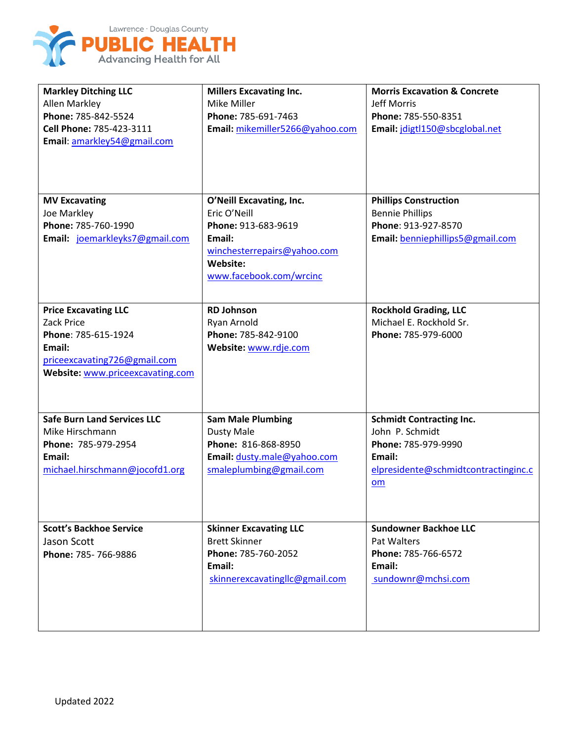| | | |
|---|---|---|
| **Markley Ditching LLC**<br>Allen Markley<br>**Phone:** 785-842-5524<br>**Cell Phone:** 785-423-3111<br>**Email**: amarkley54@gmail.com | **Millers Excavating Inc.**<br>Mike Miller<br>**Phone:** 785-691-7463<br>**Email:** mikemiller5266@yahoo.com | **Morris Excavation & Concrete**<br>Jeff Morris<br>**Phone:** 785-550-8351<br>**Email:** jdigtl150@sbcglobal.net |
| **MV Excavating**<br>Joe Markley<br>**Phone:** 785-760-1990<br>**Email:** joemarkleyks7@gmail.com | **O'Neill Excavating, Inc.**<br>Eric O'Neill<br>**Phone:** 913-683-9619<br>**Email:**<br>winchesterrepairs@yahoo.com<br>**Website:**<br>www.facebook.com/wrcinc | **Phillips Construction**<br>Bennie Phillips<br>**Phone**: 913-927-8570<br>**Email:** benniephillips5@gmail.com |
| **Price Excavating LLC**<br>Zack Price<br>**Phone**: 785-615-1924<br>**Email:**<br>priceexcavating726@gmail.com<br>**Website:** www.priceexcavating.com | **RD Johnson**<br>Ryan Arnold<br>**Phone:** 785-842-9100<br>**Website:** www.rdje.com | **Rockhold Grading, LLC**<br>Michael E. Rockhold Sr.<br>**Phone:** 785-979-6000 |
| **Safe Burn Land Services LLC**<br>Mike Hirschmann<br>**Phone:** 785-979-2954<br>**Email:**<br>michael.hirschmann@jocofd1.org | **Sam Male Plumbing**<br>Dusty Male<br>**Phone:** 816-868-8950<br>**Email:** dusty.male@yahoo.com<br>smaleplumbing@gmail.com | **Schmidt Contracting Inc.**<br>John P. Schmidt<br>**Phone:** 785-979-9990<br>**Email:**<br>elpresidente@schmidtcontractinginc.com |
| **Scott's Backhoe Service**<br>Jason Scott<br>**Phone:** 785- 766-9886 | **Skinner Excavating LLC**<br>Brett Skinner<br>**Phone:** 785-760-2052<br>**Email:**<br>skinnerexcavatingllc@gmail.com | **Sundowner Backhoe LLC**<br>Pat Walters<br>**Phone:** 785-766-6572<br>**Email:**<br>sundownr@mchsi.com |

Updated 2022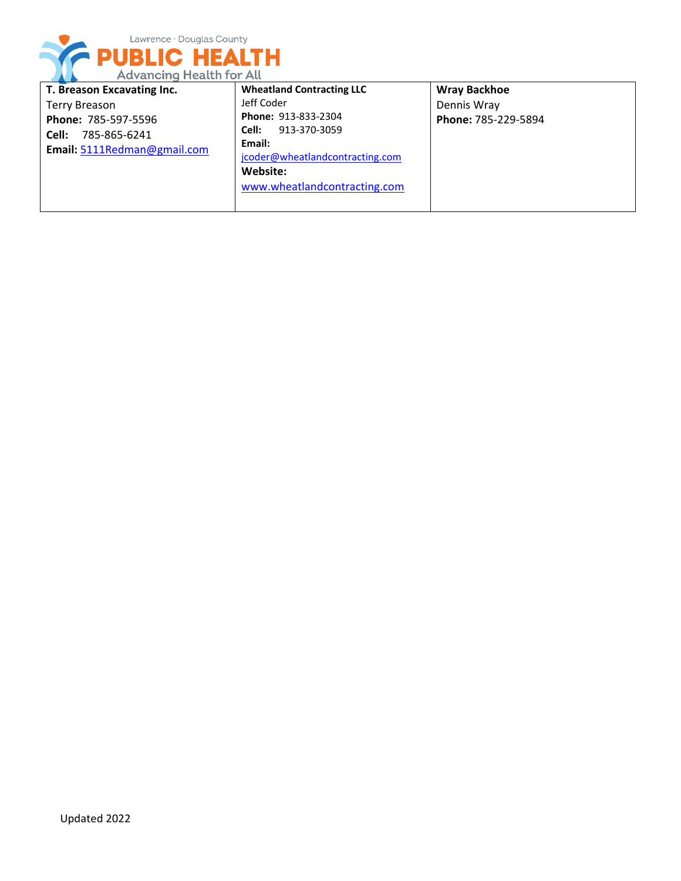| | | |
|---|---|---|
| **T. Breason Excavating Inc.**<br>Terry Breason<br>**Phone:** 785-597-5596<br>**Cell:** 785-865-6241<br>**Email:** 5111Redman@gmail.com | **Wheatland Contracting LLC**<br>Jeff Coder<br>**Phone:** 913-833-2304<br>**Cell:** 913-370-3059<br>**Email:**<br>jcoder@wheatlandcontracting.com<br>**Website:**<br>www.wheatlandcontracting.com | **Wray Backhoe**<br>Dennis Wray<br>**Phone:** 785-229-5894 |

Updated 2022